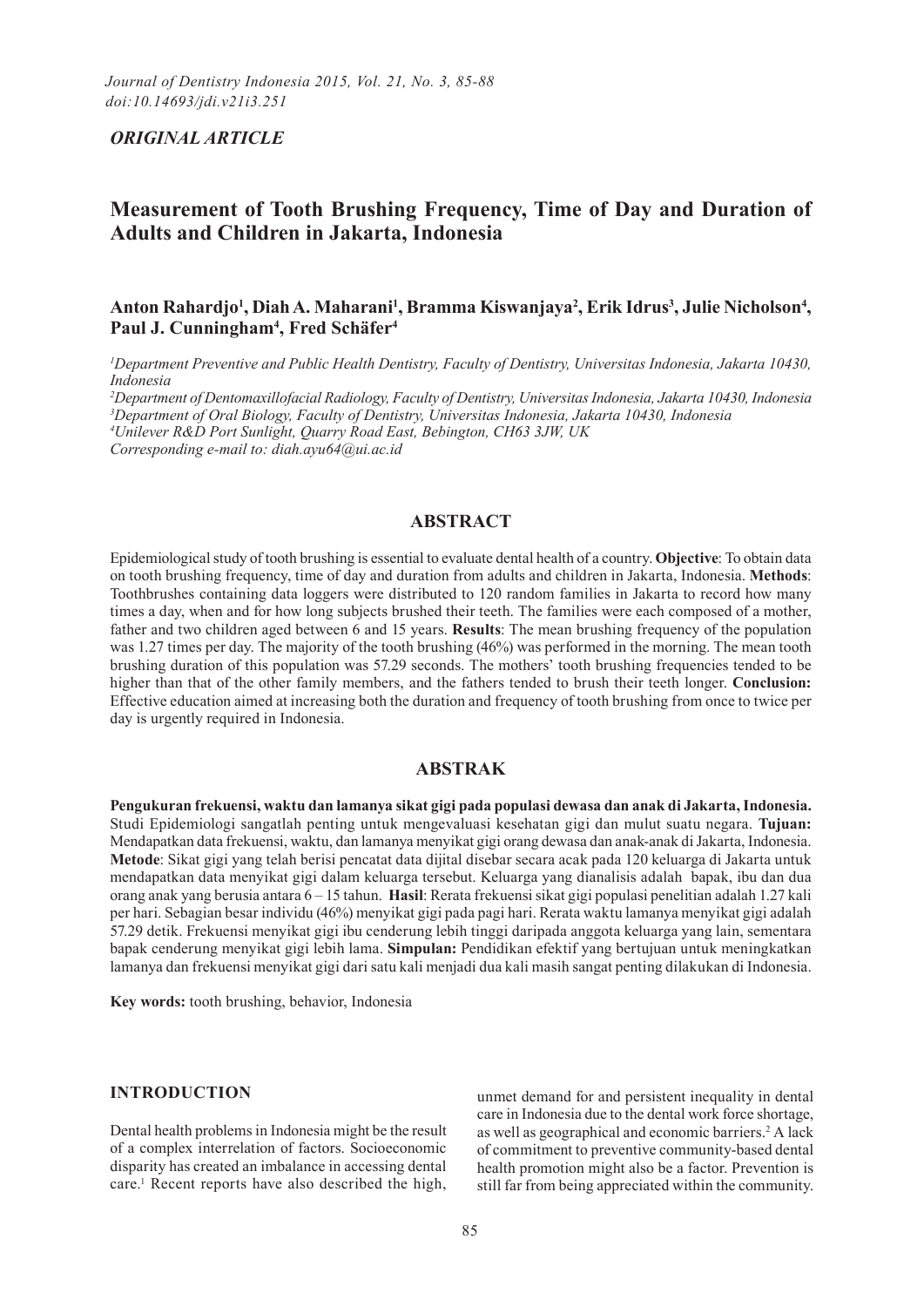*ORIGINAL ARTICLE*

# Measurement of Tooth Brushing Frequency, Time of Day and Duration of Adults and Children in Jakarta, Indonesia

**Anton Rahardjo[1], Diah A. Maharani[1], Bramma Kiswanjaya[2], Erik Idrus[3], Julie Nicholson[4], Paul J. Cunningham[4], Fred Schäfer[4]**

*[1]Department Preventive and Public Health Dentistry, Faculty of Dentistry, Universitas Indonesia, Jakarta 10430, Indonesia*
*[2]Department of Dentomaxillofacial Radiology, Faculty of Dentistry, Universitas Indonesia, Jakarta 10430, Indonesia*
*[3]Department of Oral Biology, Faculty of Dentistry, Universitas Indonesia, Jakarta 10430, Indonesia*
*[4]Unilever R&D Port Sunlight, Quarry Road East, Bebington, CH63 3JW, UK*
*Corresponding e-mail to: diah.ayu64@ui.ac.id*

## ABSTRACT

Epidemiological study of tooth brushing is essential to evaluate dental health of a country. **Objective**: To obtain data on tooth brushing frequency, time of day and duration from adults and children in Jakarta, Indonesia. **Methods**: Toothbrushes containing data loggers were distributed to 120 random families in Jakarta to record how many times a day, when and for how long subjects brushed their teeth. The families were each composed of a mother, father and two children aged between 6 and 15 years. **Results**: The mean brushing frequency of the population was 1.27 times per day. The majority of the tooth brushing (46%) was performed in the morning. The mean tooth brushing duration of this population was 57.29 seconds. The mothers' tooth brushing frequencies tended to be higher than that of the other family members, and the fathers tended to brush their teeth longer. **Conclusion:** Effective education aimed at increasing both the duration and frequency of tooth brushing from once to twice per day is urgently required in Indonesia.

## ABSTRAK

**Pengukuran frekuensi, waktu dan lamanya sikat gigi pada populasi dewasa dan anak di Jakarta, Indonesia.** Studi Epidemiologi sangatlah penting untuk mengevaluasi kesehatan gigi dan mulut suatu negara. **Tujuan:** Mendapatkan data frekuensi, waktu, dan lamanya menyikat gigi orang dewasa dan anak-anak di Jakarta, Indonesia. **Metode**: Sikat gigi yang telah berisi pencatat data dijital disebar secara acak pada 120 keluarga di Jakarta untuk mendapatkan data menyikat gigi dalam keluarga tersebut. Keluarga yang dianalisis adalah bapak, ibu dan dua orang anak yang berusia antara 6 – 15 tahun. **Hasil**: Rerata frekuensi sikat gigi populasi penelitian adalah 1.27 kali per hari. Sebagian besar individu (46%) menyikat gigi pada pagi hari. Rerata waktu lamanya menyikat gigi adalah 57.29 detik. Frekuensi menyikat gigi ibu cenderung lebih tinggi daripada anggota keluarga yang lain, sementara bapak cenderung menyikat gigi lebih lama. **Simpulan:** Pendidikan efektif yang bertujuan untuk meningkatkan lamanya dan frekuensi menyikat gigi dari satu kali menjadi dua kali masih sangat penting dilakukan di Indonesia.

**Key words:** tooth brushing, behavior, Indonesia

## INTRODUCTION

Dental health problems in Indonesia might be the result of a complex interrelation of factors. Socioeconomic disparity has created an imbalance in accessing dental care.[1] Recent reports have also described the high, unmet demand for and persistent inequality in dental care in Indonesia due to the dental work force shortage, as well as geographical and economic barriers.[2] A lack of commitment to preventive community-based dental health promotion might also be a factor. Prevention is still far from being appreciated within the community.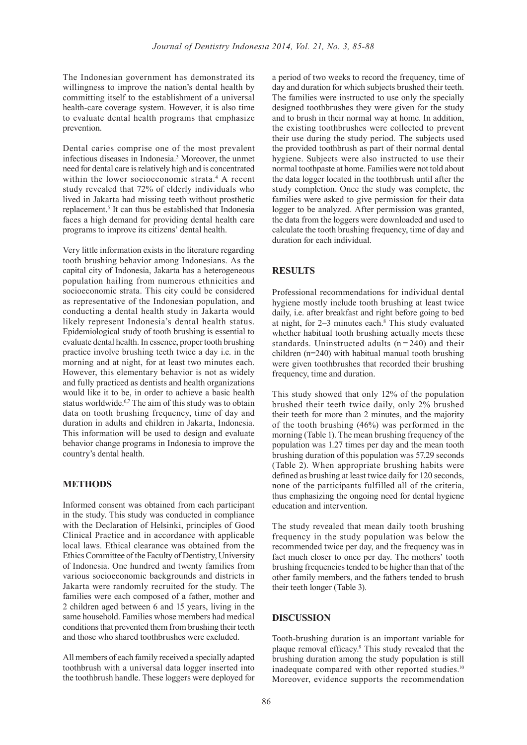The Indonesian government has demonstrated its willingness to improve the nation's dental health by committing itself to the establishment of a universal health-care coverage system. However, it is also time to evaluate dental health programs that emphasize prevention.

Dental caries comprise one of the most prevalent infectious diseases in Indonesia.[3] Moreover, the unmet need for dental care is relatively high and is concentrated within the lower socioeconomic strata.[4] A recent study revealed that 72% of elderly individuals who lived in Jakarta had missing teeth without prosthetic replacement.[5] It can thus be established that Indonesia faces a high demand for providing dental health care programs to improve its citizens' dental health.

Very little information exists in the literature regarding tooth brushing behavior among Indonesians. As the capital city of Indonesia, Jakarta has a heterogeneous population hailing from numerous ethnicities and socioeconomic strata. This city could be considered as representative of the Indonesian population, and conducting a dental health study in Jakarta would likely represent Indonesia's dental health status. Epidemiological study of tooth brushing is essential to evaluate dental health. In essence, proper tooth brushing practice involve brushing teeth twice a day i.e. in the morning and at night, for at least two minutes each. However, this elementary behavior is not as widely and fully practiced as dentists and health organizations would like it to be, in order to achieve a basic health status worldwide.[6,7] The aim of this study was to obtain data on tooth brushing frequency, time of day and duration in adults and children in Jakarta, Indonesia. This information will be used to design and evaluate behavior change programs in Indonesia to improve the country's dental health.

## METHODS

Informed consent was obtained from each participant in the study. This study was conducted in compliance with the Declaration of Helsinki, principles of Good Clinical Practice and in accordance with applicable local laws. Ethical clearance was obtained from the Ethics Committee of the Faculty of Dentistry, University of Indonesia. One hundred and twenty families from various socioeconomic backgrounds and districts in Jakarta were randomly recruited for the study. The families were each composed of a father, mother and 2 children aged between 6 and 15 years, living in the same household. Families whose members had medical conditions that prevented them from brushing their teeth and those who shared toothbrushes were excluded.

All members of each family received a specially adapted toothbrush with a universal data logger inserted into the toothbrush handle. These loggers were deployed for a period of two weeks to record the frequency, time of day and duration for which subjects brushed their teeth. The families were instructed to use only the specially designed toothbrushes they were given for the study and to brush in their normal way at home. In addition, the existing toothbrushes were collected to prevent their use during the study period. The subjects used the provided toothbrush as part of their normal dental hygiene. Subjects were also instructed to use their normal toothpaste at home. Families were not told about the data logger located in the toothbrush until after the study completion. Once the study was complete, the families were asked to give permission for their data logger to be analyzed. After permission was granted, the data from the loggers were downloaded and used to calculate the tooth brushing frequency, time of day and duration for each individual.

## RESULTS

Professional recommendations for individual dental hygiene mostly include tooth brushing at least twice daily, i.e. after breakfast and right before going to bed at night, for 2–3 minutes each.[8] This study evaluated whether habitual tooth brushing actually meets these standards. Uninstructed adults (n = 240) and their children (n=240) with habitual manual tooth brushing were given toothbrushes that recorded their brushing frequency, time and duration.

This study showed that only 12% of the population brushed their teeth twice daily, only 2% brushed their teeth for more than 2 minutes, and the majority of the tooth brushing (46%) was performed in the morning (Table 1). The mean brushing frequency of the population was 1.27 times per day and the mean tooth brushing duration of this population was 57.29 seconds (Table 2). When appropriate brushing habits were defined as brushing at least twice daily for 120 seconds, none of the participants fulfilled all of the criteria, thus emphasizing the ongoing need for dental hygiene education and intervention.

The study revealed that mean daily tooth brushing frequency in the study population was below the recommended twice per day, and the frequency was in fact much closer to once per day. The mothers' tooth brushing frequencies tended to be higher than that of the other family members, and the fathers tended to brush their teeth longer (Table 3).

## DISCUSSION

Tooth-brushing duration is an important variable for plaque removal efficacy.[9] This study revealed that the brushing duration among the study population is still inadequate compared with other reported studies.[10] Moreover, evidence supports the recommendation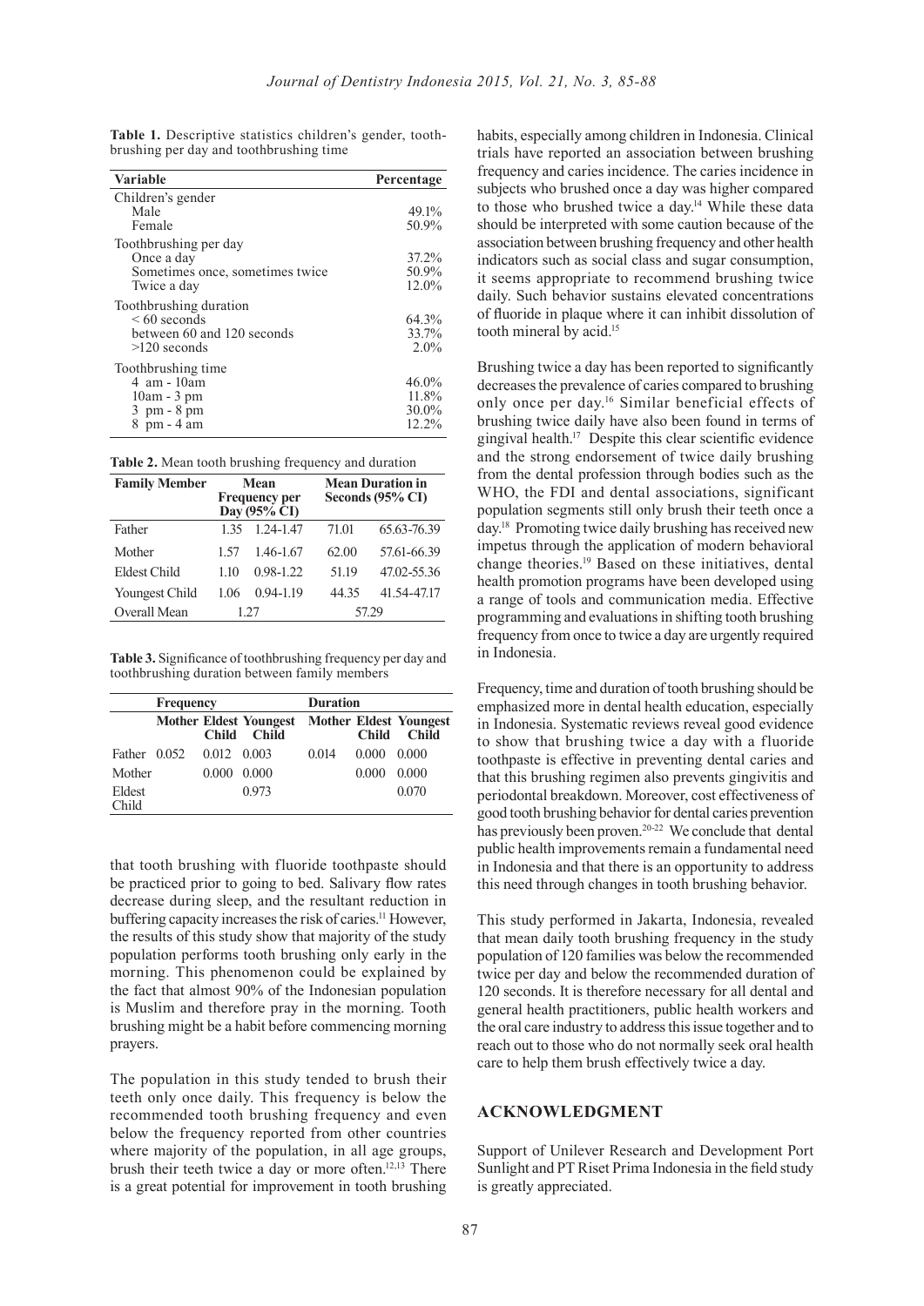**Table 1.** Descriptive statistics children's gender, toothbrushing per day and toothbrushing time

| Variable | Percentage |
|---|---|
| Children's gender | |
| Male | 49.1% |
| Female | 50.9% |
| Toothbrushing per day | |
| Once a day | 37.2% |
| Sometimes once, sometimes twice | 50.9% |
| Twice a day | 12.0% |
| Toothbrushing duration | |
| < 60 seconds | 64.3% |
| between 60 and 120 seconds | 33.7% |
| >120 seconds | 2.0% |
| Toothbrushing time | |
| 4 am - 10am | 46.0% |
| 10am - 3 pm | 11.8% |
| 3 pm - 8 pm | 30.0% |
| 8 pm - 4 am | 12.2% |

**Table 2.** Mean tooth brushing frequency and duration

| Family Member | Mean Frequency per Day (95% CI) | | Mean Duration in Seconds (95% CI) | |
|---|---|---|---|---|
| Father | 1.35 | 1.24-1.47 | 71.01 | 65.63-76.39 |
| Mother | 1.57 | 1.46-1.67 | 62.00 | 57.61-66.39 |
| Eldest Child | 1.10 | 0.98-1.22 | 51.19 | 47.02-55.36 |
| Youngest Child | 1.06 | 0.94-1.19 | 44.35 | 41.54-47.17 |
| Overall Mean | 1.27 | | 57.29 | |

**Table 3.** Significance of toothbrushing frequency per day and toothbrushing duration between family members

| | Frequency | | | Duration | | |
|---|---|---|---|---|---|---|
| | Mother | Eldest Child | Youngest Child | Mother | Eldest Child | Youngest Child |
| Father | 0.052 | 0.012 | 0.003 | 0.014 | 0.000 | 0.000 |
| Mother | | 0.000 | 0.000 | | 0.000 | 0.000 |
| Eldest Child | | | 0.973 | | | 0.070 |

that tooth brushing with fluoride toothpaste should be practiced prior to going to bed. Salivary flow rates decrease during sleep, and the resultant reduction in buffering capacity increases the risk of caries.[11] However, the results of this study show that majority of the study population performs tooth brushing only early in the morning. This phenomenon could be explained by the fact that almost 90% of the Indonesian population is Muslim and therefore pray in the morning. Tooth brushing might be a habit before commencing morning prayers.

The population in this study tended to brush their teeth only once daily. This frequency is below the recommended tooth brushing frequency and even below the frequency reported from other countries where majority of the population, in all age groups, brush their teeth twice a day or more often.[12,13] There is a great potential for improvement in tooth brushing habits, especially among children in Indonesia. Clinical trials have reported an association between brushing frequency and caries incidence. The caries incidence in subjects who brushed once a day was higher compared to those who brushed twice a day.[14] While these data should be interpreted with some caution because of the association between brushing frequency and other health indicators such as social class and sugar consumption, it seems appropriate to recommend brushing twice daily. Such behavior sustains elevated concentrations of fluoride in plaque where it can inhibit dissolution of tooth mineral by acid.[15]

Brushing twice a day has been reported to significantly decreases the prevalence of caries compared to brushing only once per day.[16] Similar beneficial effects of brushing twice daily have also been found in terms of gingival health.[17] Despite this clear scientific evidence and the strong endorsement of twice daily brushing from the dental profession through bodies such as the WHO, the FDI and dental associations, significant population segments still only brush their teeth once a day.[18] Promoting twice daily brushing has received new impetus through the application of modern behavioral change theories.[19] Based on these initiatives, dental health promotion programs have been developed using a range of tools and communication media. Effective programming and evaluations in shifting tooth brushing frequency from once to twice a day are urgently required in Indonesia.

Frequency, time and duration of tooth brushing should be emphasized more in dental health education, especially in Indonesia. Systematic reviews reveal good evidence to show that brushing twice a day with a fluoride toothpaste is effective in preventing dental caries and that this brushing regimen also prevents gingivitis and periodontal breakdown. Moreover, cost effectiveness of good tooth brushing behavior for dental caries prevention has previously been proven.[20-22] We conclude that dental public health improvements remain a fundamental need in Indonesia and that there is an opportunity to address this need through changes in tooth brushing behavior.

This study performed in Jakarta, Indonesia, revealed that mean daily tooth brushing frequency in the study population of 120 families was below the recommended twice per day and below the recommended duration of 120 seconds. It is therefore necessary for all dental and general health practitioners, public health workers and the oral care industry to address this issue together and to reach out to those who do not normally seek oral health care to help them brush effectively twice a day.

## ACKNOWLEDGMENT

Support of Unilever Research and Development Port Sunlight and PT Riset Prima Indonesia in the field study is greatly appreciated.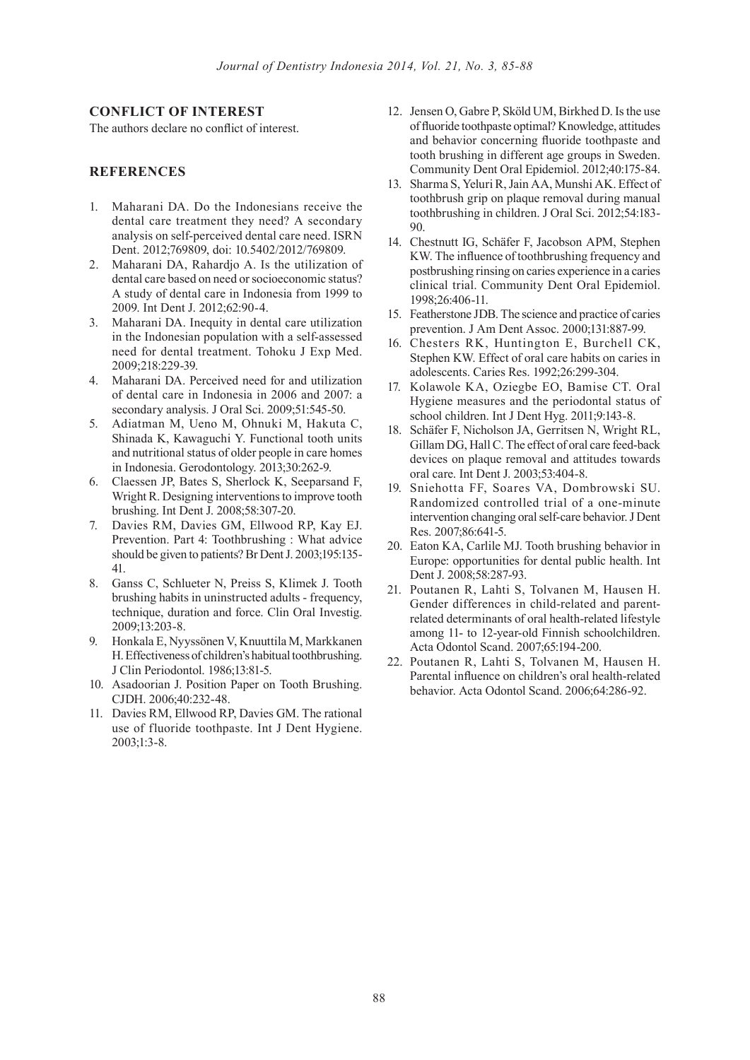## CONFLICT OF INTEREST

The authors declare no conflict of interest.

## REFERENCES

1. Maharani DA. Do the Indonesians receive the dental care treatment they need? A secondary analysis on self-perceived dental care need. ISRN Dent. 2012;769809, doi: 10.5402/2012/769809.
2. Maharani DA, Rahardjo A. Is the utilization of dental care based on need or socioeconomic status? A study of dental care in Indonesia from 1999 to 2009. Int Dent J. 2012;62:90-4.
3. Maharani DA. Inequity in dental care utilization in the Indonesian population with a self-assessed need for dental treatment. Tohoku J Exp Med. 2009;218:229-39.
4. Maharani DA. Perceived need for and utilization of dental care in Indonesia in 2006 and 2007: a secondary analysis. J Oral Sci. 2009;51:545-50.
5. Adiatman M, Ueno M, Ohnuki M, Hakuta C, Shinada K, Kawaguchi Y. Functional tooth units and nutritional status of older people in care homes in Indonesia. Gerodontology. 2013;30:262-9.
6. Claessen JP, Bates S, Sherlock K, Seeparsand F, Wright R. Designing interventions to improve tooth brushing. Int Dent J. 2008;58:307-20.
7. Davies RM, Davies GM, Ellwood RP, Kay EJ. Prevention. Part 4: Toothbrushing : What advice should be given to patients? Br Dent J. 2003;195:135-41.
8. Ganss C, Schlueter N, Preiss S, Klimek J. Tooth brushing habits in uninstructed adults - frequency, technique, duration and force. Clin Oral Investig. 2009;13:203-8.
9. Honkala E, Nyyssönen V, Knuuttila M, Markkanen H. Effectiveness of children's habitual toothbrushing. J Clin Periodontol. 1986;13:81-5.
10. Asadoorian J. Position Paper on Tooth Brushing. CJDH. 2006;40:232-48.
11. Davies RM, Ellwood RP, Davies GM. The rational use of fluoride toothpaste. Int J Dent Hygiene. 2003;1:3-8.
12. Jensen O, Gabre P, Sköld UM, Birkhed D. Is the use of fluoride toothpaste optimal? Knowledge, attitudes and behavior concerning fluoride toothpaste and tooth brushing in different age groups in Sweden. Community Dent Oral Epidemiol. 2012;40:175-84.
13. Sharma S, Yeluri R, Jain AA, Munshi AK. Effect of toothbrush grip on plaque removal during manual toothbrushing in children. J Oral Sci. 2012;54:183-90.
14. Chestnutt IG, Schäfer F, Jacobson APM, Stephen KW. The influence of toothbrushing frequency and postbrushing rinsing on caries experience in a caries clinical trial. Community Dent Oral Epidemiol. 1998;26:406-11.
15. Featherstone JDB. The science and practice of caries prevention. J Am Dent Assoc. 2000;131:887-99.
16. Chesters RK, Huntington E, Burchell CK, Stephen KW. Effect of oral care habits on caries in adolescents. Caries Res. 1992;26:299-304.
17. Kolawole KA, Oziegbe EO, Bamise CT. Oral Hygiene measures and the periodontal status of school children. Int J Dent Hyg. 2011;9:143-8.
18. Schäfer F, Nicholson JA, Gerritsen N, Wright RL, Gillam DG, Hall C. The effect of oral care feed-back devices on plaque removal and attitudes towards oral care. Int Dent J. 2003;53:404-8.
19. Sniehotta FF, Soares VA, Dombrowski SU. Randomized controlled trial of a one-minute intervention changing oral self-care behavior. J Dent Res. 2007;86:641-5.
20. Eaton KA, Carlile MJ. Tooth brushing behavior in Europe: opportunities for dental public health. Int Dent J. 2008;58:287-93.
21. Poutanen R, Lahti S, Tolvanen M, Hausen H. Gender differences in child-related and parent-related determinants of oral health-related lifestyle among 11- to 12-year-old Finnish schoolchildren. Acta Odontol Scand. 2007;65:194-200.
22. Poutanen R, Lahti S, Tolvanen M, Hausen H. Parental influence on children's oral health-related behavior. Acta Odontol Scand. 2006;64:286-92.